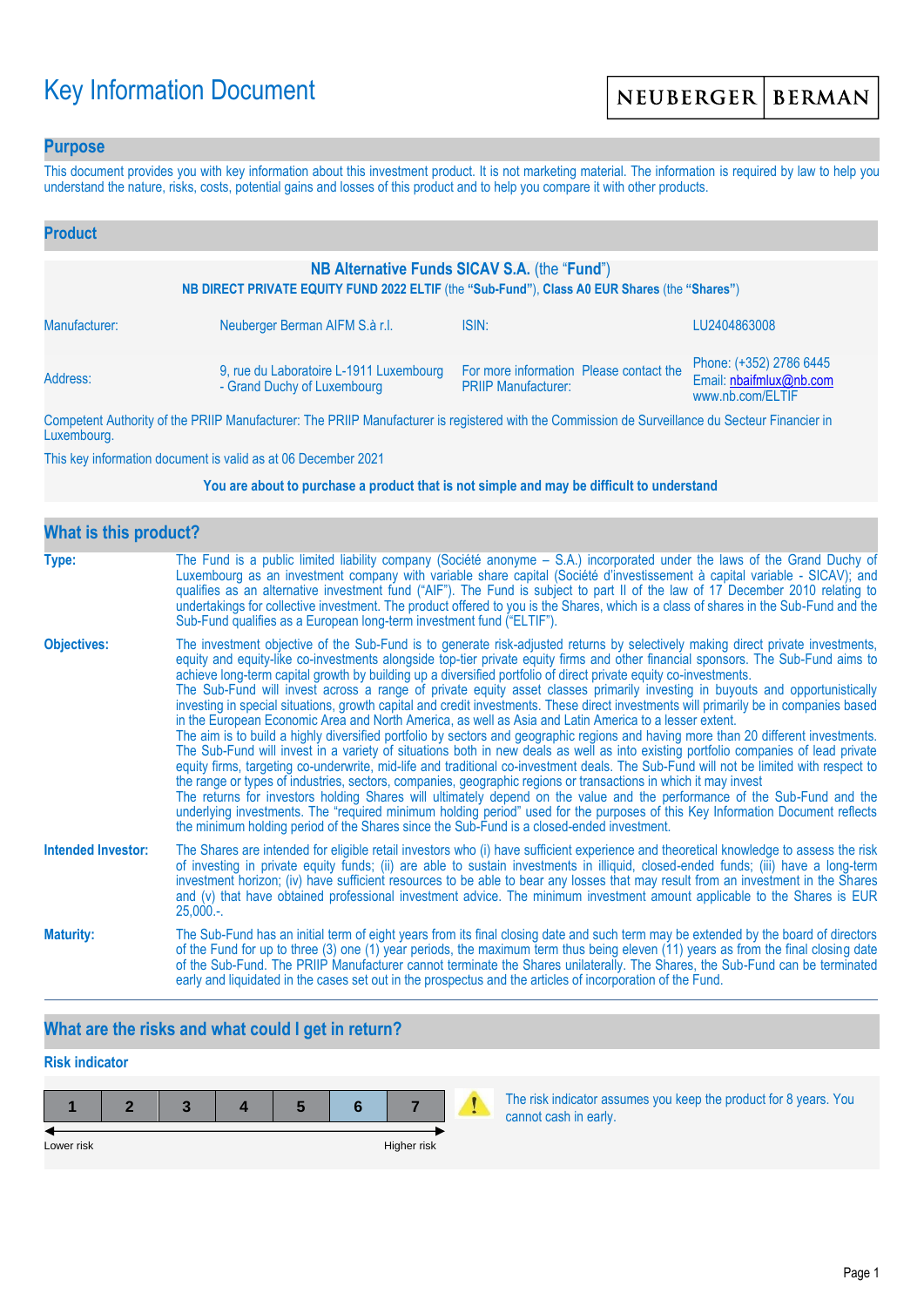# Key Information Document

NEUBERGER | BERMAN

## Purpose

This document provides you with key information about this investment product. It is not marketing material. The information is required by law to help you understand the nature, risks, costs, potential gains and losses of this product and to help you compare it with other products.

## Product

**NB Alternative Funds SICAV S.A.** (the "**Fund**")

**NB DIRECT PRIVATE EQUITY FUND 2022 ELTIF** (the **"Sub-Fund"**), **Class A0 EUR Shares** (the **"Shares"**)

| | | | |
|---|---|---|---|
| Manufacturer: | Neuberger Berman AIFM S.à r.l. | ISIN: | LU2404863008 |
| Address: | 9, rue du Laboratoire L-1911 Luxembourg - Grand Duchy of Luxembourg | For more information Please contact the PRIIP Manufacturer: | Phone: (+352) 2786 6445 Email: nbaifmlux@nb.com www.nb.com/ELTIF |

Competent Authority of the PRIIP Manufacturer: The PRIIP Manufacturer is registered with the Commission de Surveillance du Secteur Financier in Luxembourg.

This key information document is valid as at 06 December 2021

**You are about to purchase a product that is not simple and may be difficult to understand**

## What is this product?

**Type:** The Fund is a public limited liability company (Société anonyme – S.A.) incorporated under the laws of the Grand Duchy of Luxembourg as an investment company with variable share capital (Société d'investissement à capital variable - SICAV); and qualifies as an alternative investment fund ("AIF"). The Fund is subject to part II of the law of 17 December 2010 relating to undertakings for collective investment. The product offered to you is the Shares, which is a class of shares in the Sub-Fund and the Sub-Fund qualifies as a European long-term investment fund ("ELTIF").

**Objectives:** The investment objective of the Sub-Fund is to generate risk-adjusted returns by selectively making direct private investments, equity and equity-like co-investments alongside top-tier private equity firms and other financial sponsors. The Sub-Fund aims to achieve long-term capital growth by building up a diversified portfolio of direct private equity co-investments.
The Sub-Fund will invest across a range of private equity asset classes primarily investing in buyouts and opportunistically investing in special situations, growth capital and credit investments. These direct investments will primarily be in companies based in the European Economic Area and North America, as well as Asia and Latin America to a lesser extent.
The aim is to build a highly diversified portfolio by sectors and geographic regions and having more than 20 different investments. The Sub-Fund will invest in a variety of situations both in new deals as well as into existing portfolio companies of lead private equity firms, targeting co-underwrite, mid-life and traditional co-investment deals. The Sub-Fund will not be limited with respect to the range or types of industries, sectors, companies, geographic regions or transactions in which it may invest
The returns for investors holding Shares will ultimately depend on the value and the performance of the Sub-Fund and the underlying investments. The "required minimum holding period" used for the purposes of this Key Information Document reflects the minimum holding period of the Shares since the Sub-Fund is a closed-ended investment.

**Intended Investor:** The Shares are intended for eligible retail investors who (i) have sufficient experience and theoretical knowledge to assess the risk of investing in private equity funds; (ii) are able to sustain investments in illiquid, closed-ended funds; (iii) have a long-term investment horizon; (iv) have sufficient resources to be able to bear any losses that may result from an investment in the Shares and (v) that have obtained professional investment advice. The minimum investment amount applicable to the Shares is EUR 25,000.-.

**Maturity:** The Sub-Fund has an initial term of eight years from its final closing date and such term may be extended by the board of directors of the Fund for up to three (3) one (1) year periods, the maximum term thus being eleven (11) years as from the final closing date of the Sub-Fund. The PRIIP Manufacturer cannot terminate the Shares unilaterally. The Shares, the Sub-Fund can be terminated early and liquidated in the cases set out in the prospectus and the articles of incorporation of the Fund.

## What are the risks and what could I get in return?

### Risk indicator

| 1 | 2 | 3 | 4 | 5 | **6** | 7 |
|---|---|---|---|---|---|---|

Lower risk ← → Higher risk

The risk indicator assumes you keep the product for 8 years. You cannot cash in early.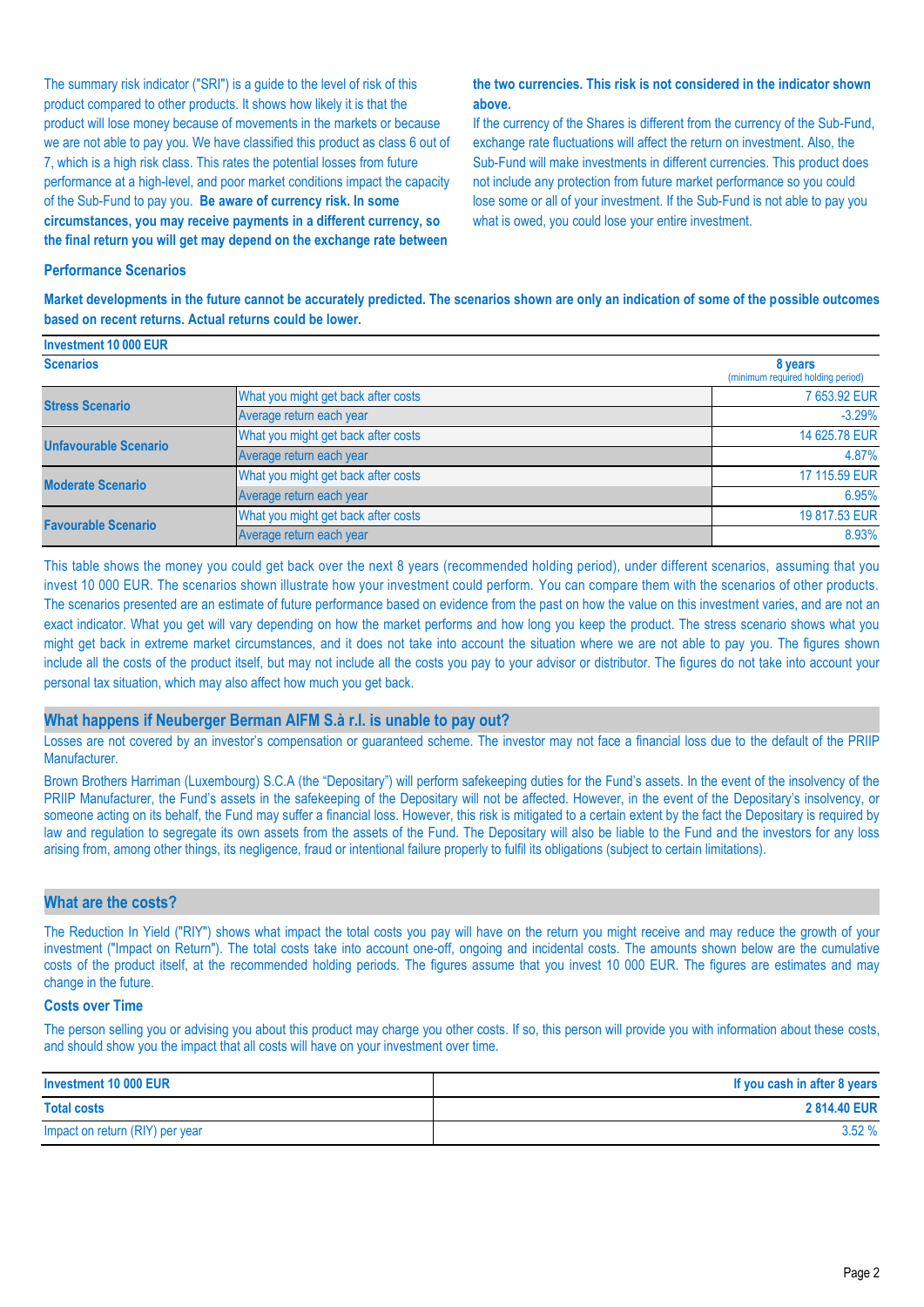The summary risk indicator ("SRI") is a guide to the level of risk of this product compared to other products. It shows how likely it is that the product will lose money because of movements in the markets or because we are not able to pay you. We have classified this product as class 6 out of 7, which is a high risk class. This rates the potential losses from future performance at a high-level, and poor market conditions impact the capacity of the Sub-Fund to pay you. **Be aware of currency risk. In some circumstances, you may receive payments in a different currency, so the final return you will get may depend on the exchange rate between the two currencies. This risk is not considered in the indicator shown above.**

If the currency of the Shares is different from the currency of the Sub-Fund, exchange rate fluctuations will affect the return on investment. Also, the Sub-Fund will make investments in different currencies. This product does not include any protection from future market performance so you could lose some or all of your investment. If the Sub-Fund is not able to pay you what is owed, you could lose your entire investment.

### Performance Scenarios

**Market developments in the future cannot be accurately predicted. The scenarios shown are only an indication of some of the possible outcomes based on recent returns. Actual returns could be lower.**

| Investment 10 000 EUR | | |
|---|---|---|
| **Scenarios** | | **8 years** (minimum required holding period) |
| **Stress Scenario** | What you might get back after costs | 7 653.92 EUR |
| | Average return each year | -3.29% |
| **Unfavourable Scenario** | What you might get back after costs | 14 625.78 EUR |
| | Average return each year | 4.87% |
| **Moderate Scenario** | What you might get back after costs | 17 115.59 EUR |
| | Average return each year | 6.95% |
| **Favourable Scenario** | What you might get back after costs | 19 817.53 EUR |
| | Average return each year | 8.93% |

This table shows the money you could get back over the next 8 years (recommended holding period), under different scenarios, assuming that you invest 10 000 EUR. The scenarios shown illustrate how your investment could perform. You can compare them with the scenarios of other products. The scenarios presented are an estimate of future performance based on evidence from the past on how the value on this investment varies, and are not an exact indicator. What you get will vary depending on how the market performs and how long you keep the product. The stress scenario shows what you might get back in extreme market circumstances, and it does not take into account the situation where we are not able to pay you. The figures shown include all the costs of the product itself, but may not include all the costs you pay to your advisor or distributor. The figures do not take into account your personal tax situation, which may also affect how much you get back.

## What happens if Neuberger Berman AIFM S.à r.l. is unable to pay out?

Losses are not covered by an investor's compensation or guaranteed scheme. The investor may not face a financial loss due to the default of the PRIIP Manufacturer.

Brown Brothers Harriman (Luxembourg) S.C.A (the "Depositary") will perform safekeeping duties for the Fund's assets. In the event of the insolvency of the PRIIP Manufacturer, the Fund's assets in the safekeeping of the Depositary will not be affected. However, in the event of the Depositary's insolvency, or someone acting on its behalf, the Fund may suffer a financial loss. However, this risk is mitigated to a certain extent by the fact the Depositary is required by law and regulation to segregate its own assets from the assets of the Fund. The Depositary will also be liable to the Fund and the investors for any loss arising from, among other things, its negligence, fraud or intentional failure properly to fulfil its obligations (subject to certain limitations).

## What are the costs?

The Reduction In Yield ("RIY") shows what impact the total costs you pay will have on the return you might receive and may reduce the growth of your investment ("Impact on Return"). The total costs take into account one-off, ongoing and incidental costs. The amounts shown below are the cumulative costs of the product itself, at the recommended holding periods. The figures assume that you invest 10 000 EUR. The figures are estimates and may change in the future.

### Costs over Time

The person selling you or advising you about this product may charge you other costs. If so, this person will provide you with information about these costs, and should show you the impact that all costs will have on your investment over time.

| Investment 10 000 EUR | If you cash in after 8 years |
|---|---|
| **Total costs** | **2 814.40 EUR** |
| Impact on return (RIY) per year | 3.52 % |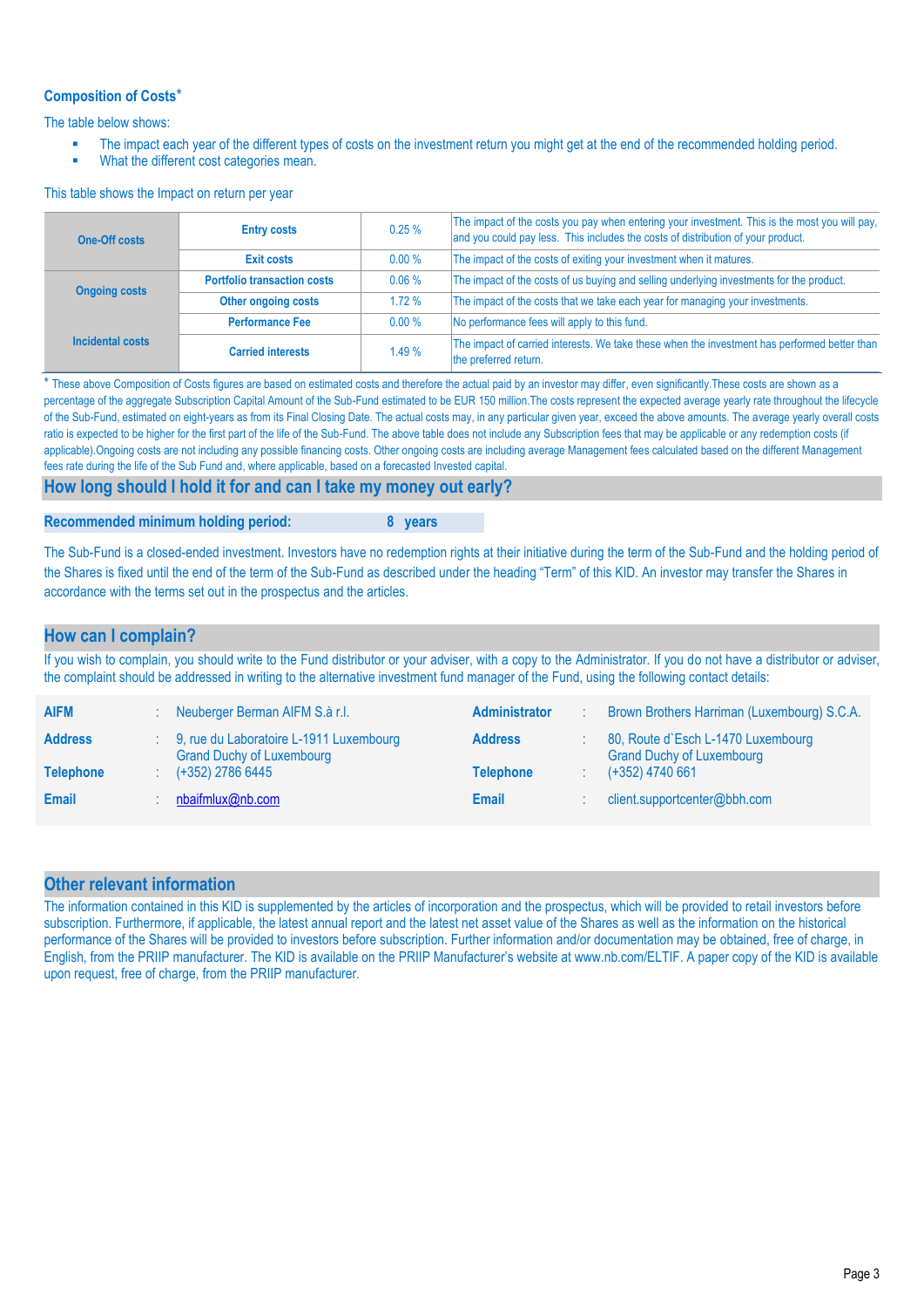### Composition of Costs*

The table below shows:

- The impact each year of the different types of costs on the investment return you might get at the end of the recommended holding period.
- What the different cost categories mean.

This table shows the Impact on return per year

| | | | |
|---|---|---|---|
| **One-Off costs** | **Entry costs** | 0.25 % | The impact of the costs you pay when entering your investment. This is the most you will pay, and you could pay less. This includes the costs of distribution of your product. |
| | **Exit costs** | 0.00 % | The impact of the costs of exiting your investment when it matures. |
| **Ongoing costs** | **Portfolio transaction costs** | 0.06 % | The impact of the costs of us buying and selling underlying investments for the product. |
| | **Other ongoing costs** | 1.72 % | The impact of the costs that we take each year for managing your investments. |
| **Incidental costs** | **Performance Fee** | 0.00 % | No performance fees will apply to this fund. |
| | **Carried interests** | 1.49 % | The impact of carried interests. We take these when the investment has performed better than the preferred return. |

* These above Composition of Costs figures are based on estimated costs and therefore the actual paid by an investor may differ, even significantly.These costs are shown as a percentage of the aggregate Subscription Capital Amount of the Sub-Fund estimated to be EUR 150 million.The costs represent the expected average yearly rate throughout the lifecycle of the Sub-Fund, estimated on eight-years as from its Final Closing Date. The actual costs may, in any particular given year, exceed the above amounts. The average yearly overall costs ratio is expected to be higher for the first part of the life of the Sub-Fund. The above table does not include any Subscription fees that may be applicable or any redemption costs (if applicable).Ongoing costs are not including any possible financing costs. Other ongoing costs are including average Management fees calculated based on the different Management fees rate during the life of the Sub Fund and, where applicable, based on a forecasted Invested capital.

## How long should I hold it for and can I take my money out early?

**Recommended minimum holding period:** **8 years**

The Sub-Fund is a closed-ended investment. Investors have no redemption rights at their initiative during the term of the Sub-Fund and the holding period of the Shares is fixed until the end of the term of the Sub-Fund as described under the heading "Term" of this KID. An investor may transfer the Shares in accordance with the terms set out in the prospectus and the articles.

## How can I complain?

If you wish to complain, you should write to the Fund distributor or your adviser, with a copy to the Administrator. If you do not have a distributor or adviser, the complaint should be addressed in writing to the alternative investment fund manager of the Fund, using the following contact details:

| | | | |
|---|---|---|---|
| **AIFM** | Neuberger Berman AIFM S.à r.l. | **Administrator** | Brown Brothers Harriman (Luxembourg) S.C.A. |
| **Address** | 9, rue du Laboratoire L-1911 Luxembourg Grand Duchy of Luxembourg | **Address** | 80, Route d`Esch L-1470 Luxembourg Grand Duchy of Luxembourg |
| **Telephone** | (+352) 2786 6445 | **Telephone** | (+352) 4740 661 |
| **Email** | nbaifmlux@nb.com | **Email** | client.supportcenter@bbh.com |

## Other relevant information

The information contained in this KID is supplemented by the articles of incorporation and the prospectus, which will be provided to retail investors before subscription. Furthermore, if applicable, the latest annual report and the latest net asset value of the Shares as well as the information on the historical performance of the Shares will be provided to investors before subscription. Further information and/or documentation may be obtained, free of charge, in English, from the PRIIP manufacturer. The KID is available on the PRIIP Manufacturer's website at www.nb.com/ELTIF. A paper copy of the KID is available upon request, free of charge, from the PRIIP manufacturer.